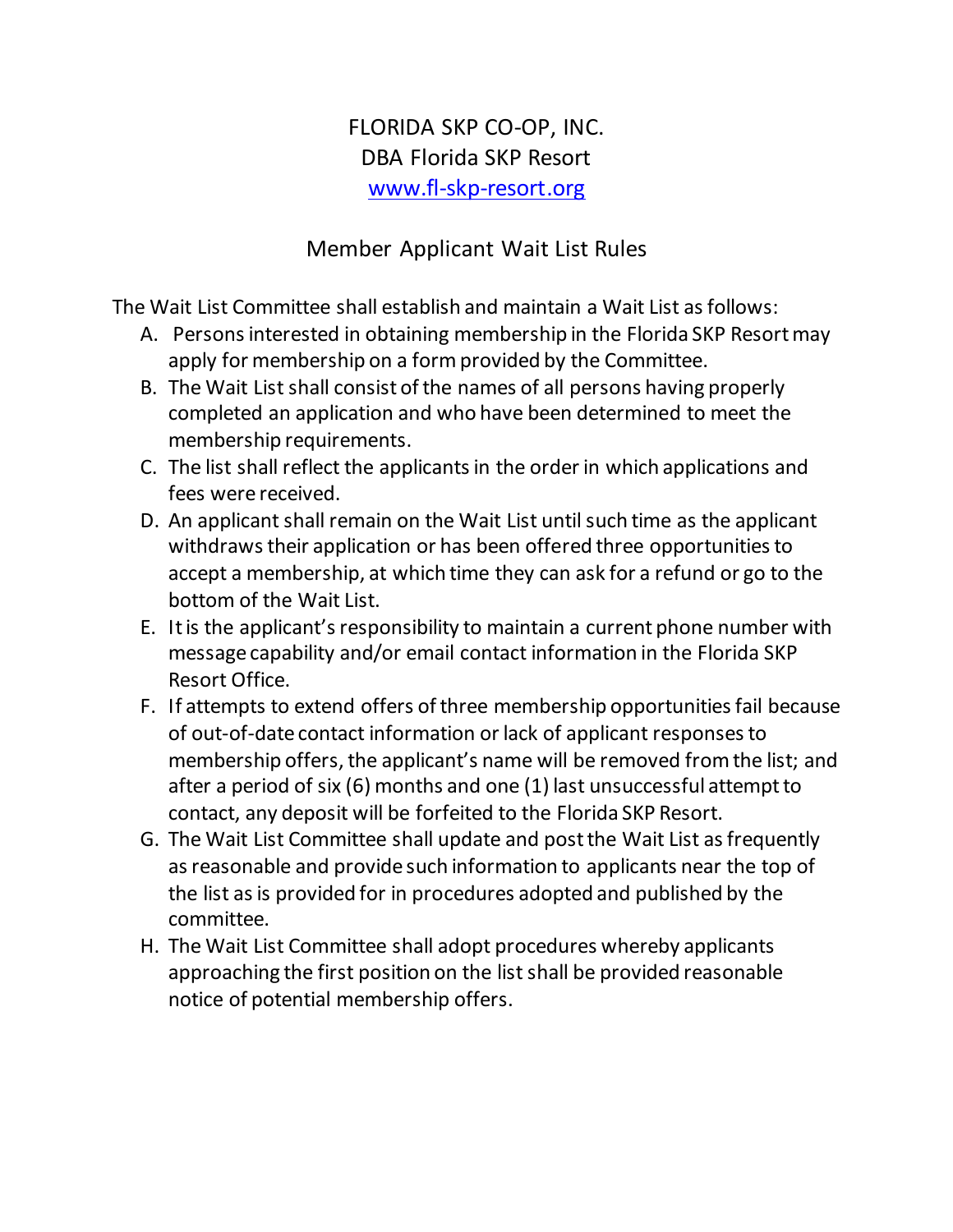# FLORIDA SKP CO-OP, INC.

## DBA Florida SKP Resort

[www.fl-skp-resort.org](http://www.fl-skp-resort.org)

## Member Applicant Wait List Rules

The Wait List Committee shall establish and maintain a Wait List as follows:

A. Persons interested in obtaining membership in the Florida SKP Resort may apply for membership on a form provided by the Committee.

B. The Wait List shall consist of the names of all persons having properly completed an application and who have been determined to meet the membership requirements.

C. The list shall reflect the applicants in the order in which applications and fees were received.

D. An applicant shall remain on the Wait List until such time as the applicant withdraws their application or has been offered three opportunities to accept a membership, at which time they can ask for a refund or go to the bottom of the Wait List.

E. It is the applicant's responsibility to maintain a current phone number with message capability and/or email contact information in the Florida SKP Resort Office.

F. If attempts to extend offers of three membership opportunities fail because of out-of-date contact information or lack of applicant responses to membership offers, the applicant's name will be removed from the list; and after a period of six (6) months and one (1) last unsuccessful attempt to contact, any deposit will be forfeited to the Florida SKP Resort.

G. The Wait List Committee shall update and post the Wait List as frequently as reasonable and provide such information to applicants near the top of the list as is provided for in procedures adopted and published by the committee.

H. The Wait List Committee shall adopt procedures whereby applicants approaching the first position on the list shall be provided reasonable notice of potential membership offers.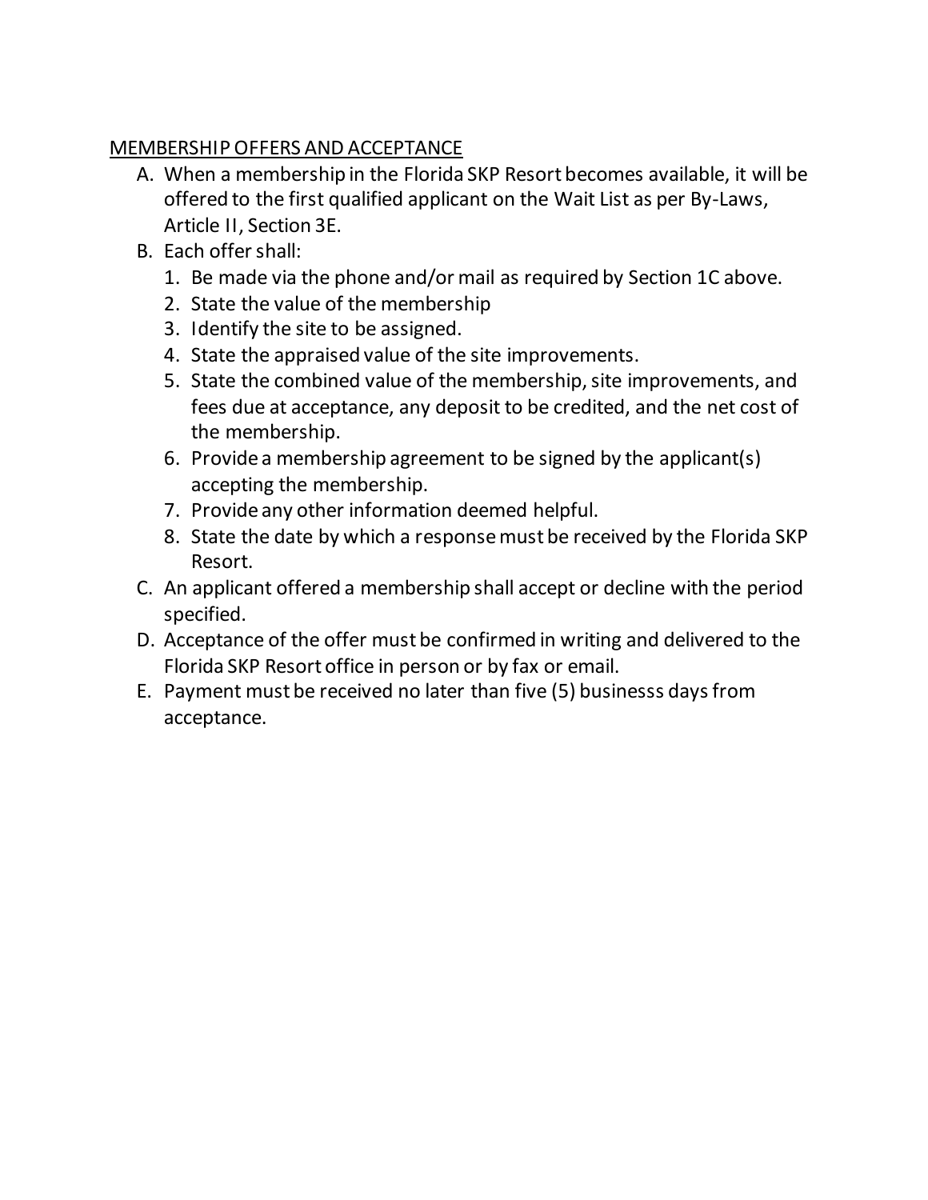<u>MEMBERSHIP OFFERS AND ACCEPTANCE</u>

A. When a membership in the Florida SKP Resort becomes available, it will be offered to the first qualified applicant on the Wait List as per By-Laws, Article II, Section 3E.
B. Each offer shall:
   1. Be made via the phone and/or mail as required by Section 1C above.
   2. State the value of the membership
   3. Identify the site to be assigned.
   4. State the appraised value of the site improvements.
   5. State the combined value of the membership, site improvements, and fees due at acceptance, any deposit to be credited, and the net cost of the membership.
   6. Provide a membership agreement to be signed by the applicant(s) accepting the membership.
   7. Provide any other information deemed helpful.
   8. State the date by which a response must be received by the Florida SKP Resort.
C. An applicant offered a membership shall accept or decline with the period specified.
D. Acceptance of the offer must be confirmed in writing and delivered to the Florida SKP Resort office in person or by fax or email.
E. Payment must be received no later than five (5) businesss days from acceptance.